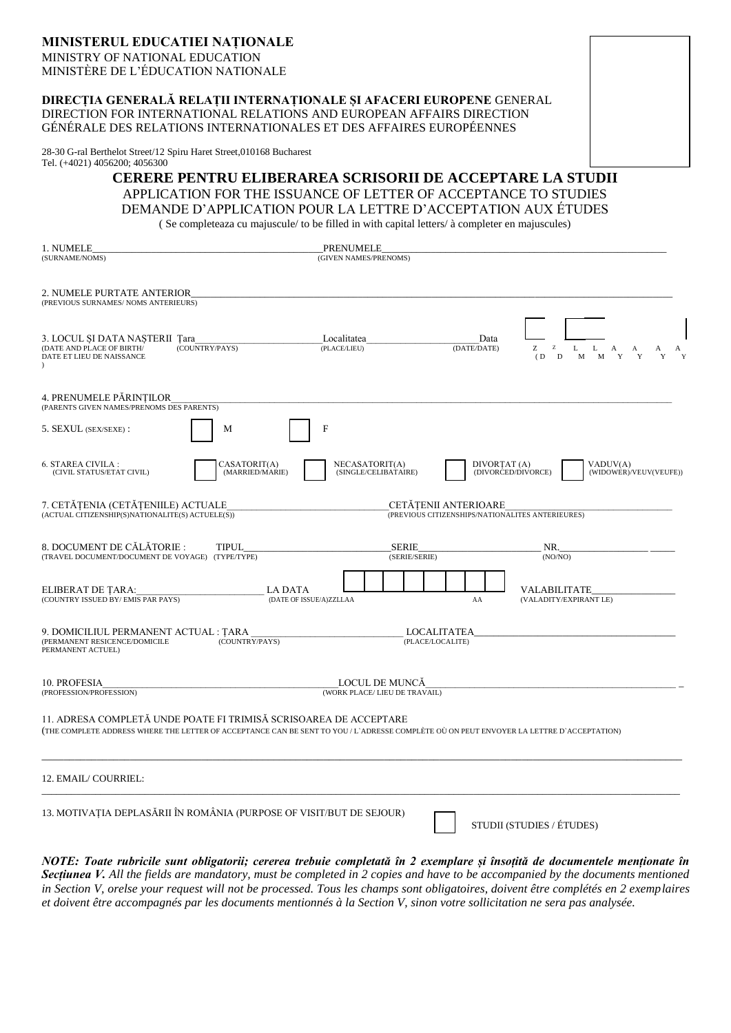**MINISTERUL EDUCATIEI NAȚIONALE**
MINISTRY OF NATIONAL EDUCATION
MINISTÈRE DE L'ÉDUCATION NATIONALE

**DIRECȚIA GENERALĂ RELAȚII INTERNAȚIONALE ȘI AFACERI EUROPENE** GENERAL DIRECTION FOR INTERNATIONAL RELATIONS AND EUROPEAN AFFAIRS DIRECTION GÉNÉRALE DES RELATIONS INTERNATIONALES ET DES AFFAIRES EUROPÉENNES

28-30 G-ral Berthelot Street/12 Spiru Haret Street,010168 Bucharest
Tel. (+4021) 4056200; 4056300

# CERERE PENTRU ELIBERAREA SCRISORII DE ACCEPTARE LA STUDII

APPLICATION FOR THE ISSUANCE OF LETTER OF ACCEPTANCE TO STUDIES
DEMANDE D'APPLICATION POUR LA LETTRE D'ACCEPTATION AUX ÉTUDES
( Se completeaza cu majuscule/ to be filled in with capital letters/ à completer en majuscules)

1. NUMELE______________________ PRENUMELE______________________
(SURNAME/NOMS) (GIVEN NAMES/PRENOMS)

2. NUMELE PURTATE ANTERIOR______________________
(PREVIOUS SURNAMES/ NOMS ANTERIEURS)

3. LOCUL ȘI DATA NAȘTERII Țara______________ Localitatea______________ Data
(DATE AND PLACE OF BIRTH/ DATE ET LIEU DE NAISSANCE) (COUNTRY/PAYS) (PLACE/LIEU) (DATE/DATE)
Z Z L L A A A A
(D D M M Y Y Y Y)

4. PRENUMELE PĂRINȚILOR______________________
(PARENTS GIVEN NAMES/PRENOMS DES PARENTS)

5. SEXUL (SEX/SEXE) : ☐ M ☐ F

6. STAREA CIVILA : (CIVIL STATUS/ETAT CIVIL)
☐ CASATORIT(A) (MARRIED/MARIE) ☐ NECASATORIT(A) (SINGLE/CELIBATAIRE) ☐ DIVORȚAT (A) (DIVORCED/DIVORCE) ☐ VADUV(A) (WIDOWER)/VEUV(VEUFE))

7. CETĂȚENIA (CETĂȚENIILE) ACTUALE______________ CETĂȚENII ANTERIOARE______________
(ACTUAL CITIZENSHIP(S)NATIONALITE(S) ACTUELE(S)) (PREVIOUS CITIZENSHIPS/NATIONALITES ANTERIEURES)

8. DOCUMENT DE CĂLĂTORIE : TIPUL______________ SERIE______________ NR.______________
(TRAVEL DOCUMENT/DOCUMENT DE VOYAGE) (TYPE/TYPE) (SERIE/SERIE) (NO/NO)

ELIBERAT DE ȚARA:______________ LA DATA ☐☐☐☐☐☐☐☐ VALABILITATE______________
(COUNTRY ISSUED BY/ EMIS PAR PAYS) (DATE OF ISSUE/A)ZZLLAA AA (VALADITY/EXPIRANT LE)

9. DOMICILIUL PERMANENT ACTUAL : ȚARA ______________ LOCALITATEA______________
(PERMANENT RESICENCE/DOMICILE PERMANENT ACTUEL) (COUNTRY/PAYS) (PLACE/LOCALITE)

10. PROFESIA______________ LOCUL DE MUNCĂ______________
(PROFESSION/PROFESSION) (WORK PLACE/ LIEU DE TRAVAIL)

11. ADRESA COMPLETĂ UNDE POATE FI TRIMISĂ SCRISOAREA DE ACCEPTARE
(THE COMPLETE ADDRESS WHERE THE LETTER OF ACCEPTANCE CAN BE SENT TO YOU / L`ADRESSE COMPLÈTE OÙ ON PEUT ENVOYER LA LETTRE D`ACCEPTATION)

______________________________________________

12. EMAIL/ COURRIEL:

______________________________________________

13. MOTIVAȚIA DEPLASĂRII ÎN ROMÂNIA (PURPOSE OF VISIT/BUT DE SEJOUR) ☐ STUDII (STUDIES / ÉTUDES)

***NOTE: Toate rubricile sunt obligatorii; cererea trebuie completată în 2 exemplare și însoțită de documentele menționate în Secțiunea V.** All the fields are mandatory, must be completed in 2 copies and have to be accompanied by the documents mentioned in Section V, orelse your request will not be processed. Tous les champs sont obligatoires, doivent être complétés en 2 exemplaires et doivent être accompagnés par les documents mentionnés à la Section V, sinon votre sollicitation ne sera pas analysée.*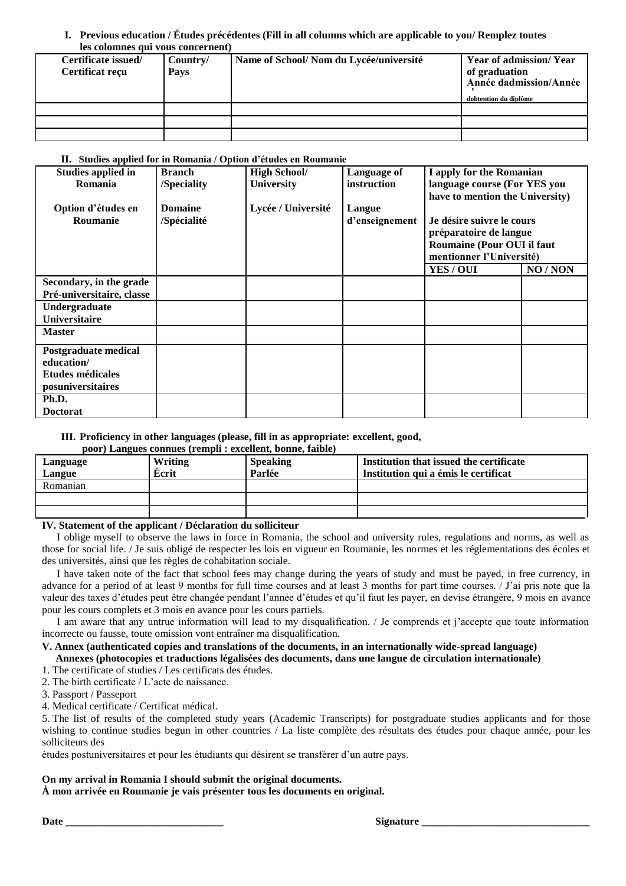**I. Previous education / Études précédentes (Fill in all columns which are applicable to you/ Remplez toutes les colonnes qui vous concernent)**

| Certificate issued/ Certificat reçu | Country/ Pays | Name of School/ Nom du Lycée/université | Year of admission/ Year of graduation Année dadmission/Année , dobtention du diplôme |
|---|---|---|---|
| | | | |
| | | | |
| | | | |

**II. Studies applied for in Romania / Option d'études en Roumanie**

| Studies applied in Romania<br><br>Option d'études en Roumanie | Branch /Speciality<br><br>Domaine /Spécialité | High School/ University<br><br>Lycée / Université | Language of instruction<br><br>Langue d'enseignement | I apply for the Romanian language course (For YES you have to mention the University)<br><br>Je désire suivre le cours préparatoire de langue Roumaine (Pour OUI il faut mentionner l'Université) | |
|---|---|---|---|---|---|
| | | | | YES / OUI | NO / NON |
| Secondary, in the grade<br>Pré-universitaire, classe | | | | | |
| Undergraduate<br>Universitaire | | | | | |
| Master | | | | | |
| Postgraduate medical education/<br>Etudes médicales posuniversitaires | | | | | |
| Ph.D.<br>Doctorat | | | | | |

**III. Proficiency in other languages (please, fill in as appropriate: excellent, good, poor) Langues connues (rempli : excellent, bonne, faible)**

| Language<br>Langue | Writing<br>Écrit | Speaking<br>Parlée | Institution that issued the certificate<br>Institution qui a émis le certificat |
|---|---|---|---|
| Romanian | | | |
| | | | |
| | | | |

**IV. Statement of the applicant / Déclaration du solliciteur**

I oblige myself to observe the laws in force in Romania, the school and university rules, regulations and norms, as well as those for social life. / Je suis obligé de respecter les lois en vigueur en Roumanie, les normes et les réglementations des écoles et des universités, ainsi que les règles de cohabitation sociale.

I have taken note of the fact that school fees may change during the years of study and must be payed, in free currency, in advance for a period of at least 9 months for full time courses and at least 3 months for part time courses. / J'ai pris note que la valeur des taxes d'études peut être changée pendant l'année d'études et qu'il faut les payer, en devise étrangère, 9 mois en avance pour les cours complets et 3 mois en avance pour les cours partiels.

I am aware that any untrue information will lead to my disqualification. / Je comprends et j'accepte que toute information incorrecte ou fausse, toute omission vont entraîner ma disqualification.

**V. Annex (authenticated copies and translations of the documents, in an internationally wide-spread language)**
**Annexes (photocopies et traductions légalisées des documents, dans une langue de circulation internationale)**

1. The certificate of studies / Les certificats des études.
2. The birth certificate / L'acte de naissance.
3. Passport / Passeport
4. Medical certificate / Certificat médical.
5. The list of results of the completed study years (Academic Transcripts) for postgraduate studies applicants and for those wishing to continue studies begun in other countries / La liste complète des résultats des études pour chaque année, pour les solliciteurs des études postuniversitaires et pour les étudiants qui désirent se transférer d'un autre pays.

**On my arrival in Romania I should submit the original documents.**
**À mon arrivée en Roumanie je vais présenter tous les documents en original.**

**Date** ______________________________ **Signature** ________________________________